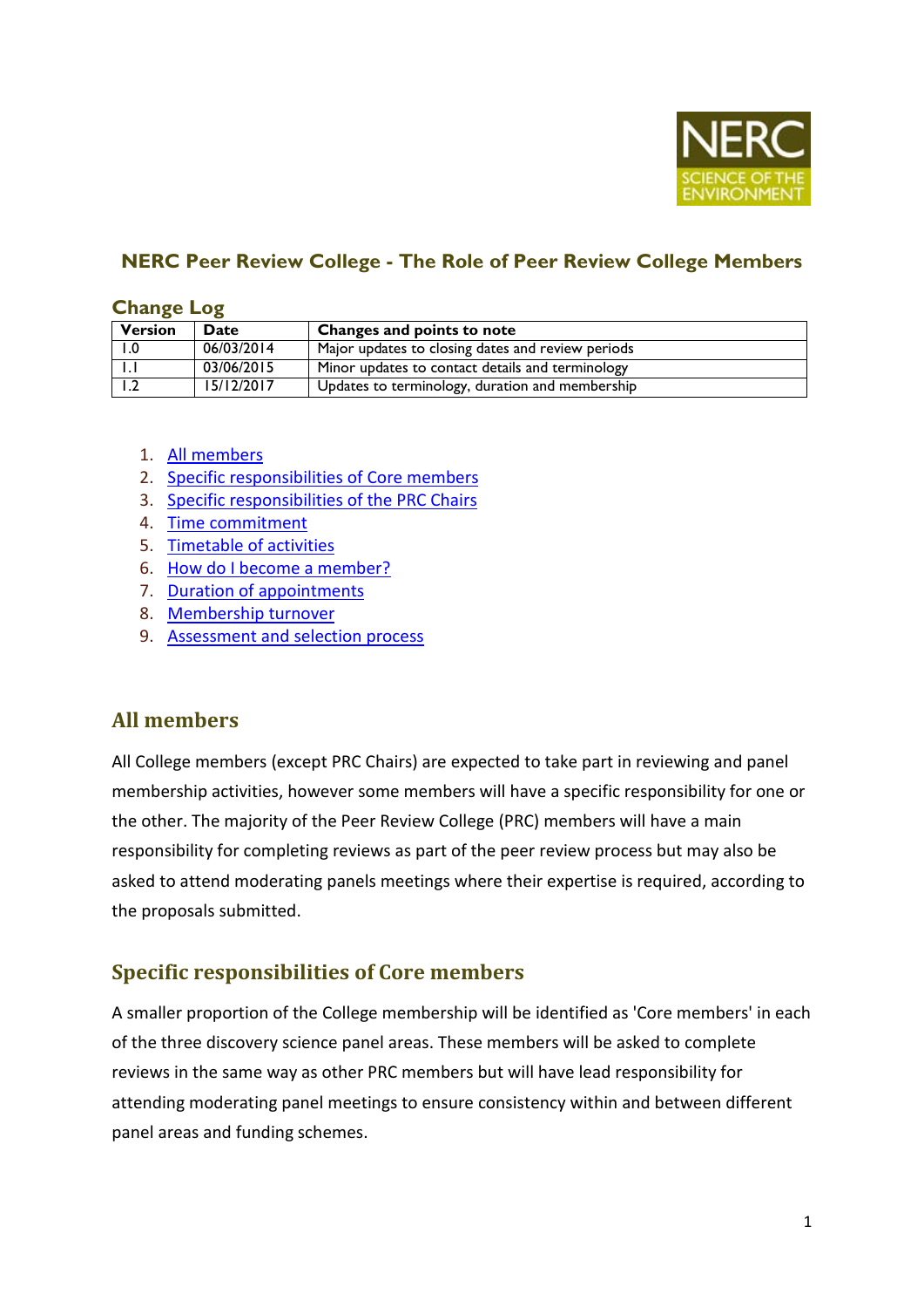NERC SCIENCE OF THE ENVIRONMENT

# NERC Peer Review College - The Role of Peer Review College Members

## Change Log

| Version | Date | Changes and points to note |
|---|---|---|
| 1.0 | 06/03/2014 | Major updates to closing dates and review periods |
| 1.1 | 03/06/2015 | Minor updates to contact details and terminology |
| 1.2 | 15/12/2017 | Updates to terminology, duration and membership |

1. All members
2. Specific responsibilities of Core members
3. Specific responsibilities of the PRC Chairs
4. Time commitment
5. Timetable of activities
6. How do I become a member?
7. Duration of appointments
8. Membership turnover
9. Assessment and selection process

## All members

All College members (except PRC Chairs) are expected to take part in reviewing and panel membership activities, however some members will have a specific responsibility for one or the other. The majority of the Peer Review College (PRC) members will have a main responsibility for completing reviews as part of the peer review process but may also be asked to attend moderating panels meetings where their expertise is required, according to the proposals submitted.

## Specific responsibilities of Core members

A smaller proportion of the College membership will be identified as 'Core members' in each of the three discovery science panel areas. These members will be asked to complete reviews in the same way as other PRC members but will have lead responsibility for attending moderating panel meetings to ensure consistency within and between different panel areas and funding schemes.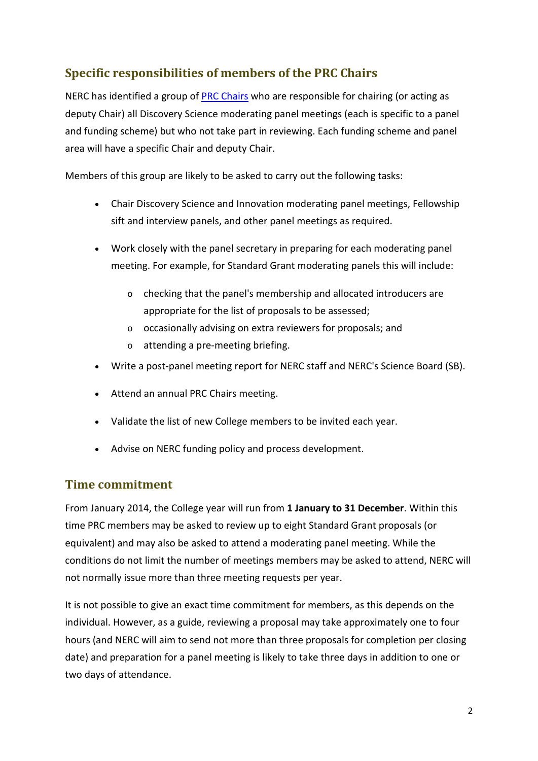## Specific responsibilities of members of the PRC Chairs

NERC has identified a group of [PRC Chairs](#) who are responsible for chairing (or acting as deputy Chair) all Discovery Science moderating panel meetings (each is specific to a panel and funding scheme) but who not take part in reviewing. Each funding scheme and panel area will have a specific Chair and deputy Chair.

Members of this group are likely to be asked to carry out the following tasks:

- Chair Discovery Science and Innovation moderating panel meetings, Fellowship sift and interview panels, and other panel meetings as required.
- Work closely with the panel secretary in preparing for each moderating panel meeting. For example, for Standard Grant moderating panels this will include:
    - checking that the panel's membership and allocated introducers are appropriate for the list of proposals to be assessed;
    - occasionally advising on extra reviewers for proposals; and
    - attending a pre-meeting briefing.
- Write a post-panel meeting report for NERC staff and NERC's Science Board (SB).
- Attend an annual PRC Chairs meeting.
- Validate the list of new College members to be invited each year.
- Advise on NERC funding policy and process development.

## Time commitment

From January 2014, the College year will run from **1 January to 31 December**. Within this time PRC members may be asked to review up to eight Standard Grant proposals (or equivalent) and may also be asked to attend a moderating panel meeting. While the conditions do not limit the number of meetings members may be asked to attend, NERC will not normally issue more than three meeting requests per year.

It is not possible to give an exact time commitment for members, as this depends on the individual. However, as a guide, reviewing a proposal may take approximately one to four hours (and NERC will aim to send not more than three proposals for completion per closing date) and preparation for a panel meeting is likely to take three days in addition to one or two days of attendance.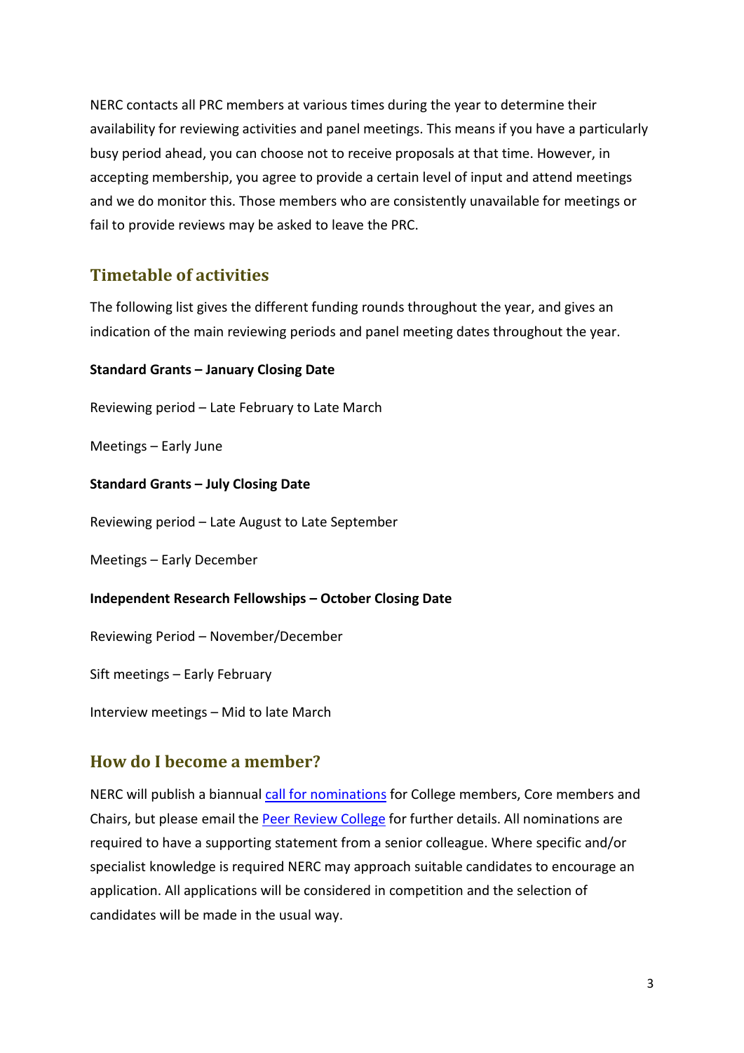NERC contacts all PRC members at various times during the year to determine their availability for reviewing activities and panel meetings. This means if you have a particularly busy period ahead, you can choose not to receive proposals at that time. However, in accepting membership, you agree to provide a certain level of input and attend meetings and we do monitor this. Those members who are consistently unavailable for meetings or fail to provide reviews may be asked to leave the PRC.

## Timetable of activities

The following list gives the different funding rounds throughout the year, and gives an indication of the main reviewing periods and panel meeting dates throughout the year.

**Standard Grants – January Closing Date**

Reviewing period – Late February to Late March

Meetings – Early June

**Standard Grants – July Closing Date**

Reviewing period – Late August to Late September

Meetings – Early December

**Independent Research Fellowships – October Closing Date**

Reviewing Period – November/December

Sift meetings – Early February

Interview meetings – Mid to late March

## How do I become a member?

NERC will publish a biannual call for nominations for College members, Core members and Chairs, but please email the Peer Review College for further details. All nominations are required to have a supporting statement from a senior colleague. Where specific and/or specialist knowledge is required NERC may approach suitable candidates to encourage an application. All applications will be considered in competition and the selection of candidates will be made in the usual way.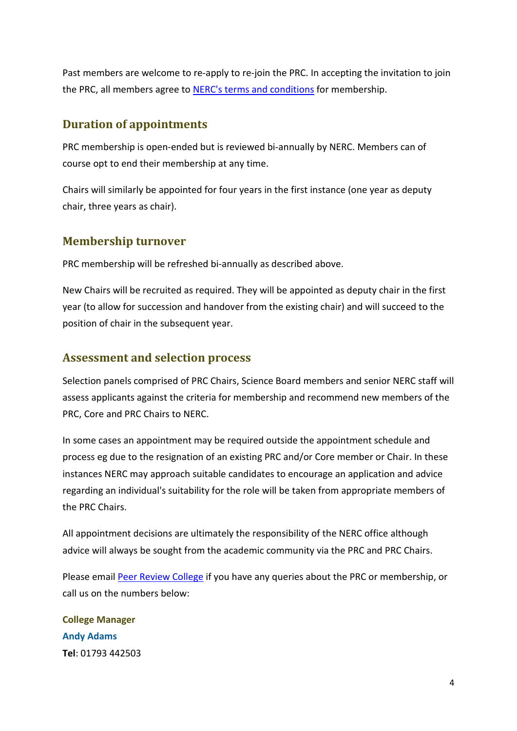Past members are welcome to re-apply to re-join the PRC. In accepting the invitation to join the PRC, all members agree to [NERC's terms and conditions]() for membership.

## Duration of appointments

PRC membership is open-ended but is reviewed bi-annually by NERC. Members can of course opt to end their membership at any time.

Chairs will similarly be appointed for four years in the first instance (one year as deputy chair, three years as chair).

## Membership turnover

PRC membership will be refreshed bi-annually as described above.

New Chairs will be recruited as required. They will be appointed as deputy chair in the first year (to allow for succession and handover from the existing chair) and will succeed to the position of chair in the subsequent year.

## Assessment and selection process

Selection panels comprised of PRC Chairs, Science Board members and senior NERC staff will assess applicants against the criteria for membership and recommend new members of the PRC, Core and PRC Chairs to NERC.

In some cases an appointment may be required outside the appointment schedule and process eg due to the resignation of an existing PRC and/or Core member or Chair. In these instances NERC may approach suitable candidates to encourage an application and advice regarding an individual's suitability for the role will be taken from appropriate members of the PRC Chairs.

All appointment decisions are ultimately the responsibility of the NERC office although advice will always be sought from the academic community via the PRC and PRC Chairs.

Please email [Peer Review College]() if you have any queries about the PRC or membership, or call us on the numbers below:

**College Manager**
**Andy Adams**
**Tel**: 01793 442503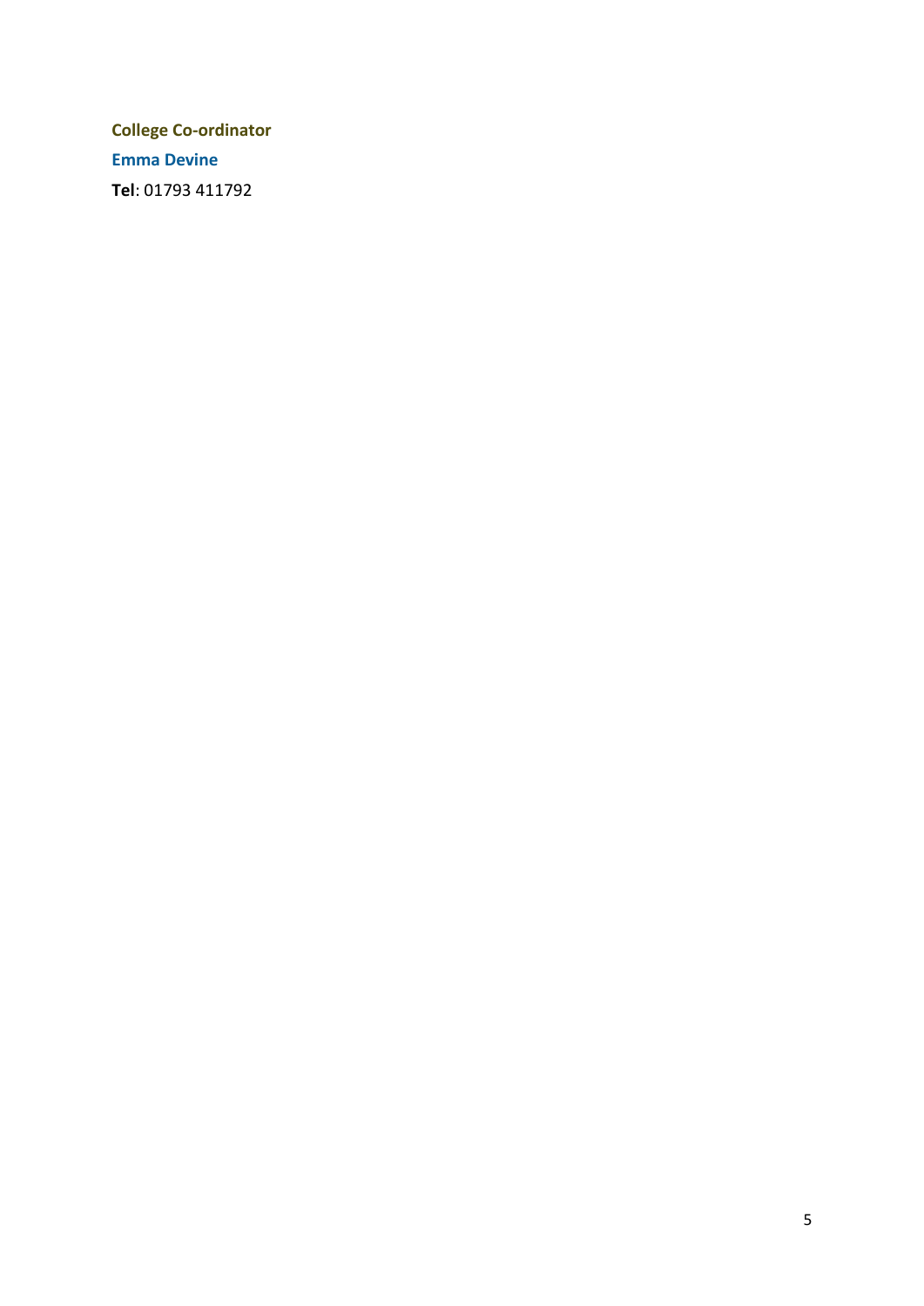**College Co-ordinator**

**Emma Devine**

**Tel**: 01793 411792